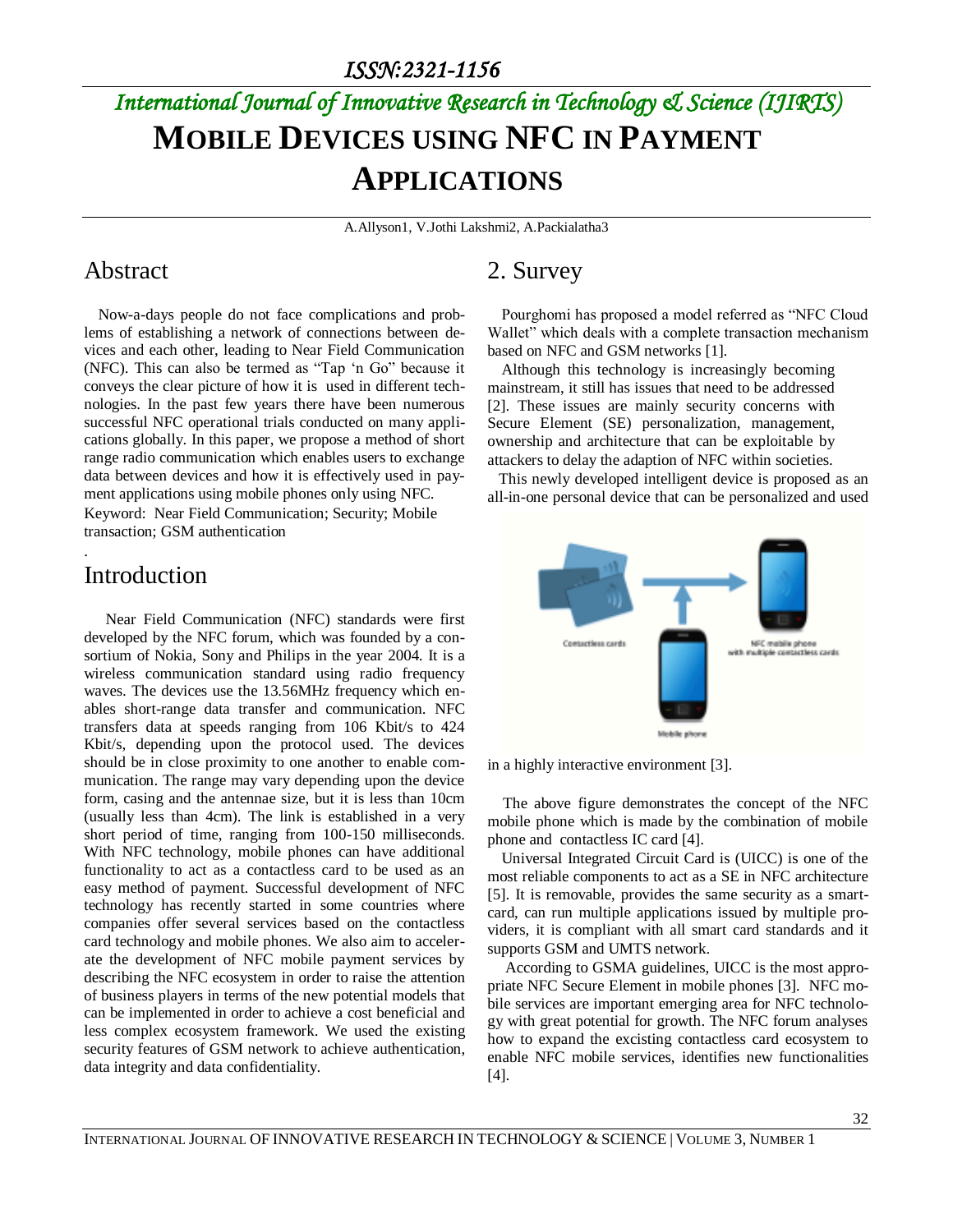ISSN:2321-1156

*International Journal of Innovative Research in Technology & Science (IJIRTS)*

# MOBILE DEVICES USING NFC IN PAYMENT APPLICATIONS

A.Allyson1, V.Jothi Lakshmi2, A.Packialatha3

## Abstract

Now-a-days people do not face complications and problems of establishing a network of connections between devices and each other, leading to Near Field Communication (NFC). This can also be termed as "Tap 'n Go" because it conveys the clear picture of how it is used in different technologies. In the past few years there have been numerous successful NFC operational trials conducted on many applications globally. In this paper, we propose a method of short range radio communication which enables users to exchange data between devices and how it is effectively used in payment applications using mobile phones only using NFC.

Keyword: Near Field Communication; Security; Mobile transaction; GSM authentication

## Introduction

Near Field Communication (NFC) standards were first developed by the NFC forum, which was founded by a consortium of Nokia, Sony and Philips in the year 2004. It is a wireless communication standard using radio frequency waves. The devices use the 13.56MHz frequency which enables short-range data transfer and communication. NFC transfers data at speeds ranging from 106 Kbit/s to 424 Kbit/s, depending upon the protocol used. The devices should be in close proximity to one another to enable communication. The range may vary depending upon the device form, casing and the antennae size, but it is less than 10cm (usually less than 4cm). The link is established in a very short period of time, ranging from 100-150 milliseconds. With NFC technology, mobile phones can have additional functionality to act as a contactless card to be used as an easy method of payment. Successful development of NFC technology has recently started in some countries where companies offer several services based on the contactless card technology and mobile phones. We also aim to accelerate the development of NFC mobile payment services by describing the NFC ecosystem in order to raise the attention of business players in terms of the new potential models that can be implemented in order to achieve a cost beneficial and less complex ecosystem framework. We used the existing security features of GSM network to achieve authentication, data integrity and data confidentiality.

## 2. Survey

Pourghomi has proposed a model referred as "NFC Cloud Wallet" which deals with a complete transaction mechanism based on NFC and GSM networks [1].

Although this technology is increasingly becoming mainstream, it still has issues that need to be addressed [2]. These issues are mainly security concerns with Secure Element (SE) personalization, management, ownership and architecture that can be exploitable by attackers to delay the adaption of NFC within societies.

This newly developed intelligent device is proposed as an all-in-one personal device that can be personalized and used in a highly interactive environment [3].

The above figure demonstrates the concept of the NFC mobile phone which is made by the combination of mobile phone and contactless IC card [4].

Universal Integrated Circuit Card is (UICC) is one of the most reliable components to act as a SE in NFC architecture [5]. It is removable, provides the same security as a smartcard, can run multiple applications issued by multiple providers, it is compliant with all smart card standards and it supports GSM and UMTS network.

According to GSMA guidelines, UICC is the most appropriate NFC Secure Element in mobile phones [3]. NFC mobile services are important emerging area for NFC technology with great potential for growth. The NFC forum analyses how to expand the excisting contactless card ecosystem to enable NFC mobile services, identifies new functionalities [4].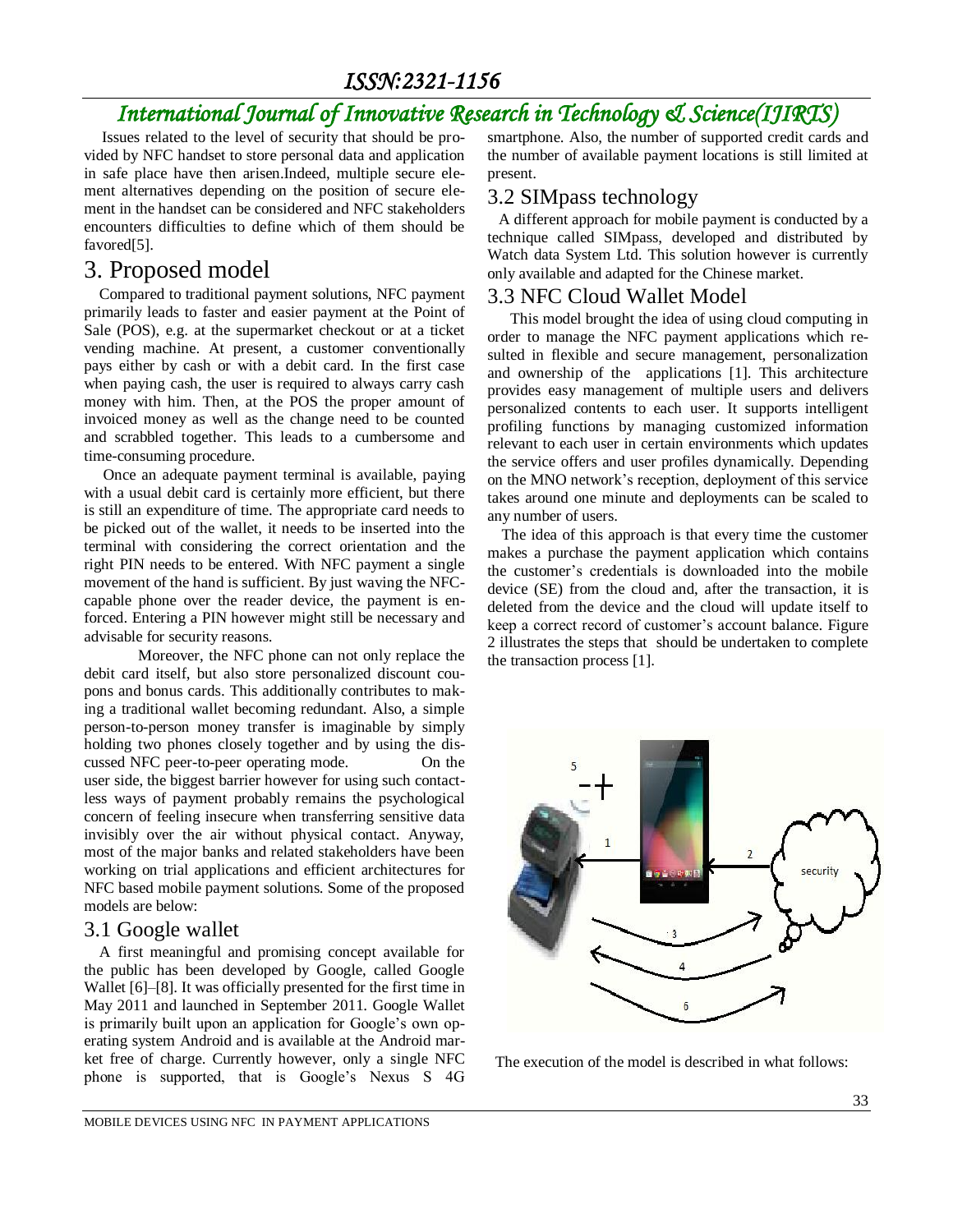Issues related to the level of security that should be provided by NFC handset to store personal data and application in safe place have then arisen.Indeed, multiple secure element alternatives depending on the position of secure element in the handset can be considered and NFC stakeholders encounters difficulties to define which of them should be favored[5].

# 3. Proposed model

Compared to traditional payment solutions, NFC payment primarily leads to faster and easier payment at the Point of Sale (POS), e.g. at the supermarket checkout or at a ticket vending machine. At present, a customer conventionally pays either by cash or with a debit card. In the first case when paying cash, the user is required to always carry cash money with him. Then, at the POS the proper amount of invoiced money as well as the change need to be counted and scrabbled together. This leads to a cumbersome and time-consuming procedure.

Once an adequate payment terminal is available, paying with a usual debit card is certainly more efficient, but there is still an expenditure of time. The appropriate card needs to be picked out of the wallet, it needs to be inserted into the terminal with considering the correct orientation and the right PIN needs to be entered. With NFC payment a single movement of the hand is sufficient. By just waving the NFC-capable phone over the reader device, the payment is enforced. Entering a PIN however might still be necessary and advisable for security reasons.

Moreover, the NFC phone can not only replace the debit card itself, but also store personalized discount coupons and bonus cards. This additionally contributes to making a traditional wallet becoming redundant. Also, a simple person-to-person money transfer is imaginable by simply holding two phones closely together and by using the discussed NFC peer-to-peer operating mode. On the user side, the biggest barrier however for using such contactless ways of payment probably remains the psychological concern of feeling insecure when transferring sensitive data invisibly over the air without physical contact. Anyway, most of the major banks and related stakeholders have been working on trial applications and efficient architectures for NFC based mobile payment solutions. Some of the proposed models are below:

## 3.1 Google wallet

A first meaningful and promising concept available for the public has been developed by Google, called Google Wallet [6]–[8]. It was officially presented for the first time in May 2011 and launched in September 2011. Google Wallet is primarily built upon an application for Google's own operating system Android and is available at the Android market free of charge. Currently however, only a single NFC phone is supported, that is Google's Nexus S 4G smartphone. Also, the number of supported credit cards and the number of available payment locations is still limited at present.

## 3.2 SIMpass technology

A different approach for mobile payment is conducted by a technique called SIMpass, developed and distributed by Watch data System Ltd. This solution however is currently only available and adapted for the Chinese market.

## 3.3 NFC Cloud Wallet Model

This model brought the idea of using cloud computing in order to manage the NFC payment applications which resulted in flexible and secure management, personalization and ownership of the applications [1]. This architecture provides easy management of multiple users and delivers personalized contents to each user. It supports intelligent profiling functions by managing customized information relevant to each user in certain environments which updates the service offers and user profiles dynamically. Depending on the MNO network's reception, deployment of this service takes around one minute and deployments can be scaled to any number of users.

The idea of this approach is that every time the customer makes a purchase the payment application which contains the customer's credentials is downloaded into the mobile device (SE) from the cloud and, after the transaction, it is deleted from the device and the cloud will update itself to keep a correct record of customer's account balance. Figure 2 illustrates the steps that should be undertaken to complete the transaction process [1].

The execution of the model is described in what follows: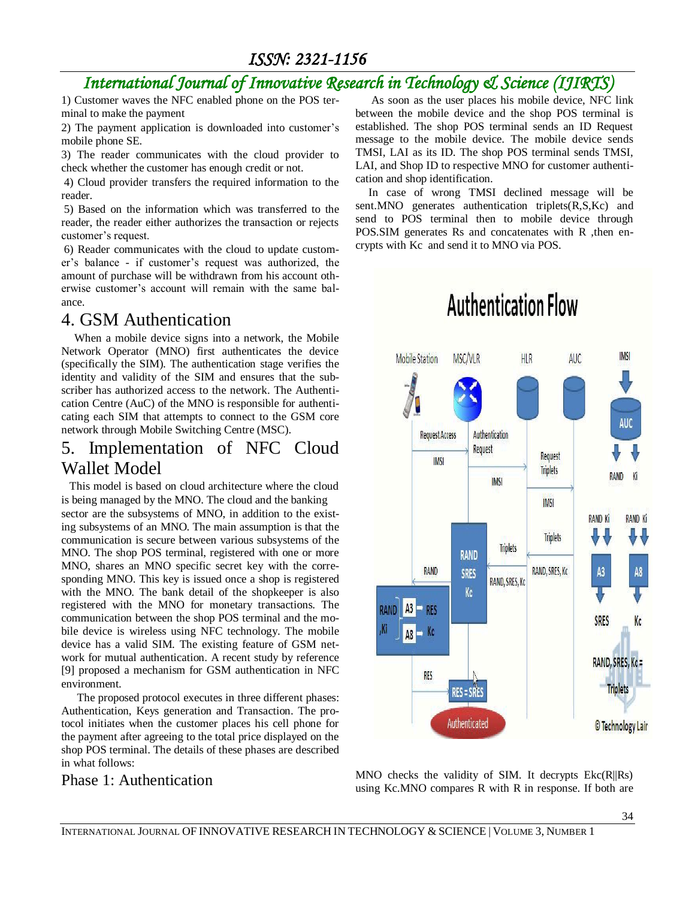1) Customer waves the NFC enabled phone on the POS terminal to make the payment

2) The payment application is downloaded into customer's mobile phone SE.

3) The reader communicates with the cloud provider to check whether the customer has enough credit or not.

4) Cloud provider transfers the required information to the reader.

5) Based on the information which was transferred to the reader, the reader either authorizes the transaction or rejects customer's request.

6) Reader communicates with the cloud to update customer's balance - if customer's request was authorized, the amount of purchase will be withdrawn from his account otherwise customer's account will remain with the same balance.

## 4. GSM Authentication

When a mobile device signs into a network, the Mobile Network Operator (MNO) first authenticates the device (specifically the SIM). The authentication stage verifies the identity and validity of the SIM and ensures that the subscriber has authorized access to the network. The Authentication Centre (AuC) of the MNO is responsible for authenticating each SIM that attempts to connect to the GSM core network through Mobile Switching Centre (MSC).

## 5. Implementation of NFC Cloud Wallet Model

This model is based on cloud architecture where the cloud is being managed by the MNO. The cloud and the banking sector are the subsystems of MNO, in addition to the existing subsystems of an MNO. The main assumption is that the communication is secure between various subsystems of the MNO. The shop POS terminal, registered with one or more MNO, shares an MNO specific secret key with the corresponding MNO. This key is issued once a shop is registered with the MNO. The bank detail of the shopkeeper is also registered with the MNO for monetary transactions. The communication between the shop POS terminal and the mobile device is wireless using NFC technology. The mobile device has a valid SIM. The existing feature of GSM network for mutual authentication. A recent study by reference [9] proposed a mechanism for GSM authentication in NFC environment.

The proposed protocol executes in three different phases: Authentication, Keys generation and Transaction. The protocol initiates when the customer places his cell phone for the payment after agreeing to the total price displayed on the shop POS terminal. The details of these phases are described in what follows:

### Phase 1: Authentication

As soon as the user places his mobile device, NFC link between the mobile device and the shop POS terminal is established. The shop POS terminal sends an ID Request message to the mobile device. The mobile device sends TMSI, LAI as its ID. The shop POS terminal sends TMSI, LAI, and Shop ID to respective MNO for customer authentication and shop identification.

In case of wrong TMSI declined message will be sent.MNO generates authentication triplets(R,S,Kc) and send to POS terminal then to mobile device through POS.SIM generates Rs and concatenates with R ,then encrypts with Kc and send it to MNO via POS.

MNO checks the validity of SIM. It decrypts Ekc(R||Rs) using Kc.MNO compares R with R in response. If both are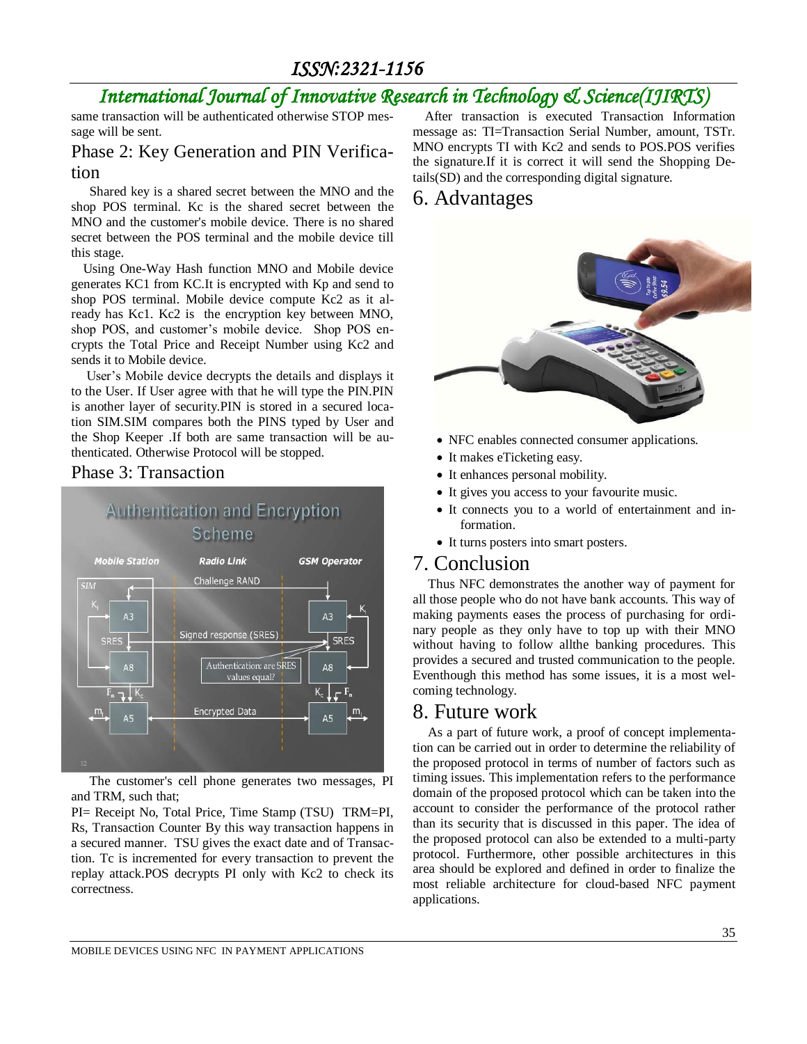same transaction will be authenticated otherwise STOP message will be sent.

## Phase 2: Key Generation and PIN Verification

Shared key is a shared secret between the MNO and the shop POS terminal. Kc is the shared secret between the MNO and the customer's mobile device. There is no shared secret between the POS terminal and the mobile device till this stage.

Using One-Way Hash function MNO and Mobile device generates KC1 from KC.It is encrypted with Kp and send to shop POS terminal. Mobile device compute Kc2 as it already has Kc1. Kc2 is the encryption key between MNO, shop POS, and customer's mobile device. Shop POS encrypts the Total Price and Receipt Number using Kc2 and sends it to Mobile device.

User's Mobile device decrypts the details and displays it to the User. If User agree with that he will type the PIN.PIN is another layer of security.PIN is stored in a secured location SIM.SIM compares both the PINS typed by User and the Shop Keeper .If both are same transaction will be authenticated. Otherwise Protocol will be stopped.

## Phase 3: Transaction

The customer's cell phone generates two messages, PI and TRM, such that;

PI= Receipt No, Total Price, Time Stamp (TSU) TRM=PI, Rs, Transaction Counter By this way transaction happens in a secured manner. TSU gives the exact date and of Transaction. Tc is incremented for every transaction to prevent the replay attack.POS decrypts PI only with Kc2 to check its correctness.

After transaction is executed Transaction Information message as: TI=Transaction Serial Number, amount, TSTr. MNO encrypts TI with Kc2 and sends to POS.POS verifies the signature.If it is correct it will send the Shopping Details(SD) and the corresponding digital signature.

# 6. Advantages

- NFC enables connected consumer applications.
- It makes eTicketing easy.
- It enhances personal mobility.
- It gives you access to your favourite music.
- It connects you to a world of entertainment and information.
- It turns posters into smart posters.

# 7. Conclusion

Thus NFC demonstrates the another way of payment for all those people who do not have bank accounts. This way of making payments eases the process of purchasing for ordinary people as they only have to top up with their MNO without having to follow allthe banking procedures. This provides a secured and trusted communication to the people. Eventhough this method has some issues, it is a most welcoming technology.

# 8. Future work

As a part of future work, a proof of concept implementation can be carried out in order to determine the reliability of the proposed protocol in terms of number of factors such as timing issues. This implementation refers to the performance domain of the proposed protocol which can be taken into the account to consider the performance of the protocol rather than its security that is discussed in this paper. The idea of the proposed protocol can also be extended to a multi-party protocol. Furthermore, other possible architectures in this area should be explored and defined in order to finalize the most reliable architecture for cloud-based NFC payment applications.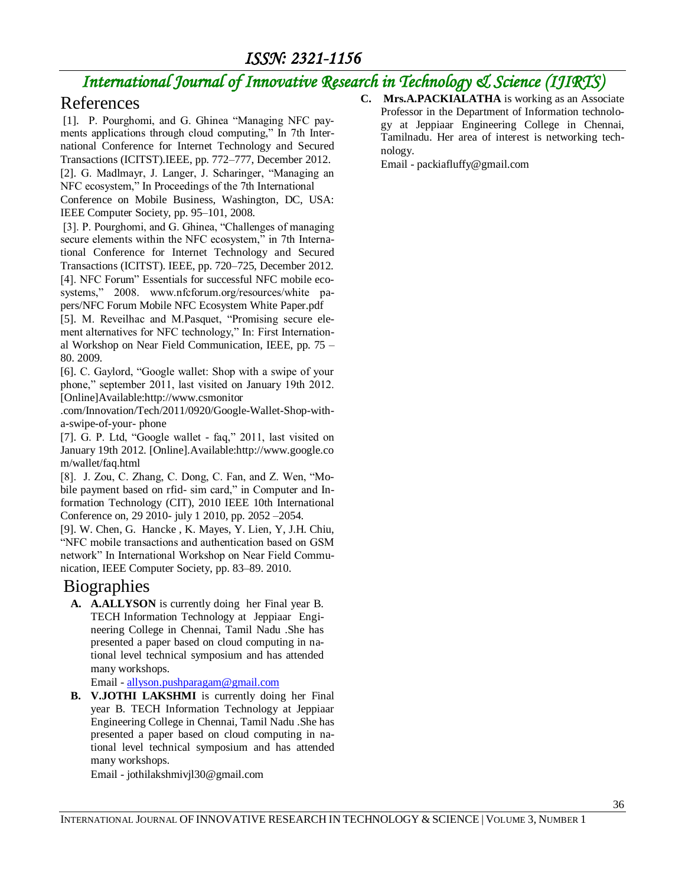## References

[1]. P. Pourghomi, and G. Ghinea "Managing NFC payments applications through cloud computing," In 7th International Conference for Internet Technology and Secured Transactions (ICITST).IEEE, pp. 772–777, December 2012.

[2]. G. Madlmayr, J. Langer, J. Scharinger, "Managing an NFC ecosystem," In Proceedings of the 7th International Conference on Mobile Business, Washington, DC, USA: IEEE Computer Society, pp. 95–101, 2008.

[3]. P. Pourghomi, and G. Ghinea, "Challenges of managing secure elements within the NFC ecosystem," in 7th International Conference for Internet Technology and Secured Transactions (ICITST). IEEE, pp. 720–725, December 2012.

[4]. NFC Forum" Essentials for successful NFC mobile ecosystems," 2008. www.nfcforum.org/resources/white papers/NFC Forum Mobile NFC Ecosystem White Paper.pdf

[5]. M. Reveilhac and M.Pasquet, "Promising secure element alternatives for NFC technology," In: First International Workshop on Near Field Communication, IEEE, pp. 75 – 80. 2009.

[6]. C. Gaylord, "Google wallet: Shop with a swipe of your phone," september 2011, last visited on January 19th 2012. [Online]Available:http://www.csmonitor .com/Innovation/Tech/2011/0920/Google-Wallet-Shop-with-a-swipe-of-your- phone

[7]. G. P. Ltd, "Google wallet - faq," 2011, last visited on January 19th 2012. [Online].Available:http://www.google.com/wallet/faq.html

[8]. J. Zou, C. Zhang, C. Dong, C. Fan, and Z. Wen, "Mobile payment based on rfid- sim card," in Computer and Information Technology (CIT), 2010 IEEE 10th International Conference on, 29 2010- july 1 2010, pp. 2052 –2054.

[9]. W. Chen, G. Hancke , K. Mayes, Y. Lien, Y, J.H. Chiu, "NFC mobile transactions and authentication based on GSM network" In International Workshop on Near Field Communication, IEEE Computer Society, pp. 83–89. 2010.

## Biographies

**A. A.ALLYSON** is currently doing her Final year B. TECH Information Technology at Jeppiaar Engineering College in Chennai, Tamil Nadu .She has presented a paper based on cloud computing in national level technical symposium and has attended many workshops.
Email - allyson.pushparagam@gmail.com

**B. V.JOTHI LAKSHMI** is currently doing her Final year B. TECH Information Technology at Jeppiaar Engineering College in Chennai, Tamil Nadu .She has presented a paper based on cloud computing in national level technical symposium and has attended many workshops.
Email - jothilakshmivjl30@gmail.com

**C. Mrs.A.PACKIALATHA** is working as an Associate Professor in the Department of Information technology at Jeppiaar Engineering College in Chennai, Tamilnadu. Her area of interest is networking technology.
Email - packiafluffy@gmail.com